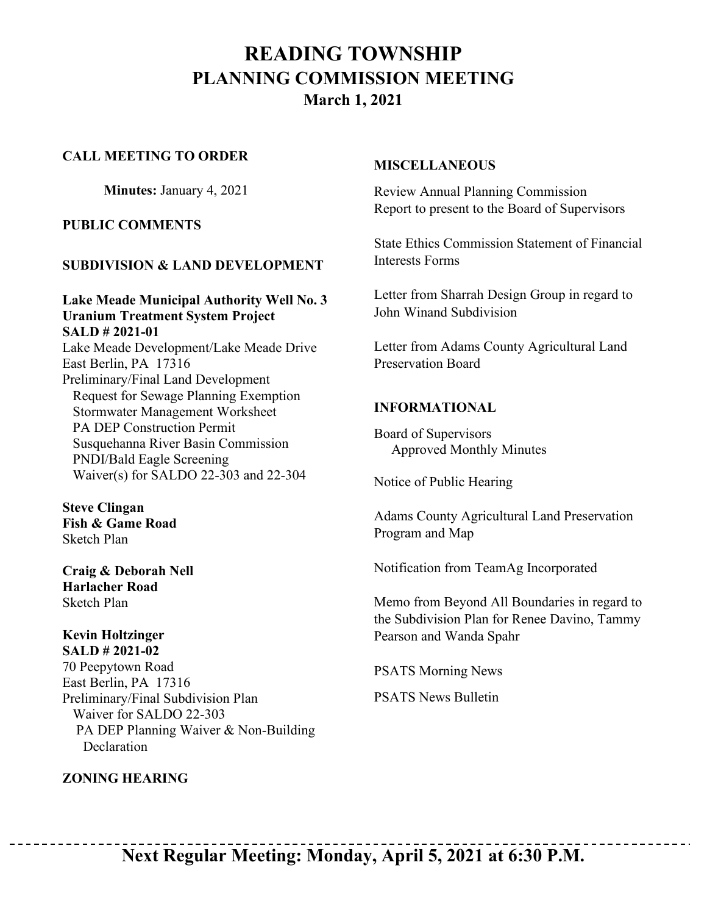# READING TOWNSHIP
## PLANNING COMMISSION MEETING
### March 1, 2021

**CALL MEETING TO ORDER**

**Minutes:** January 4, 2021

**PUBLIC COMMENTS**

**SUBDIVISION & LAND DEVELOPMENT**

**Lake Meade Municipal Authority Well No. 3**
**Uranium Treatment System Project**
**SALD # 2021-01**
Lake Meade Development/Lake Meade Drive
East Berlin, PA 17316
Preliminary/Final Land Development
- Request for Sewage Planning Exemption
- Stormwater Management Worksheet
- PA DEP Construction Permit
- Susquehanna River Basin Commission
- PNDI/Bald Eagle Screening
- Waiver(s) for SALDO 22-303 and 22-304

**Steve Clingan**
**Fish & Game Road**
Sketch Plan

**Craig & Deborah Nell**
**Harlacher Road**
Sketch Plan

**Kevin Holtzinger**
**SALD # 2021-02**
70 Peepytown Road
East Berlin, PA 17316
Preliminary/Final Subdivision Plan
- Waiver for SALDO 22-303
- PA DEP Planning Waiver & Non-Building Declaration

**ZONING HEARING**

**MISCELLANEOUS**

Review Annual Planning Commission Report to present to the Board of Supervisors

State Ethics Commission Statement of Financial Interests Forms

Letter from Sharrah Design Group in regard to John Winand Subdivision

Letter from Adams County Agricultural Land Preservation Board

**INFORMATIONAL**

Board of Supervisors
- Approved Monthly Minutes

Notice of Public Hearing

Adams County Agricultural Land Preservation Program and Map

Notification from TeamAg Incorporated

Memo from Beyond All Boundaries in regard to the Subdivision Plan for Renee Davino, Tammy Pearson and Wanda Spahr

PSATS Morning News

PSATS News Bulletin

---

**Next Regular Meeting: Monday, April 5, 2021 at 6:30 P.M.**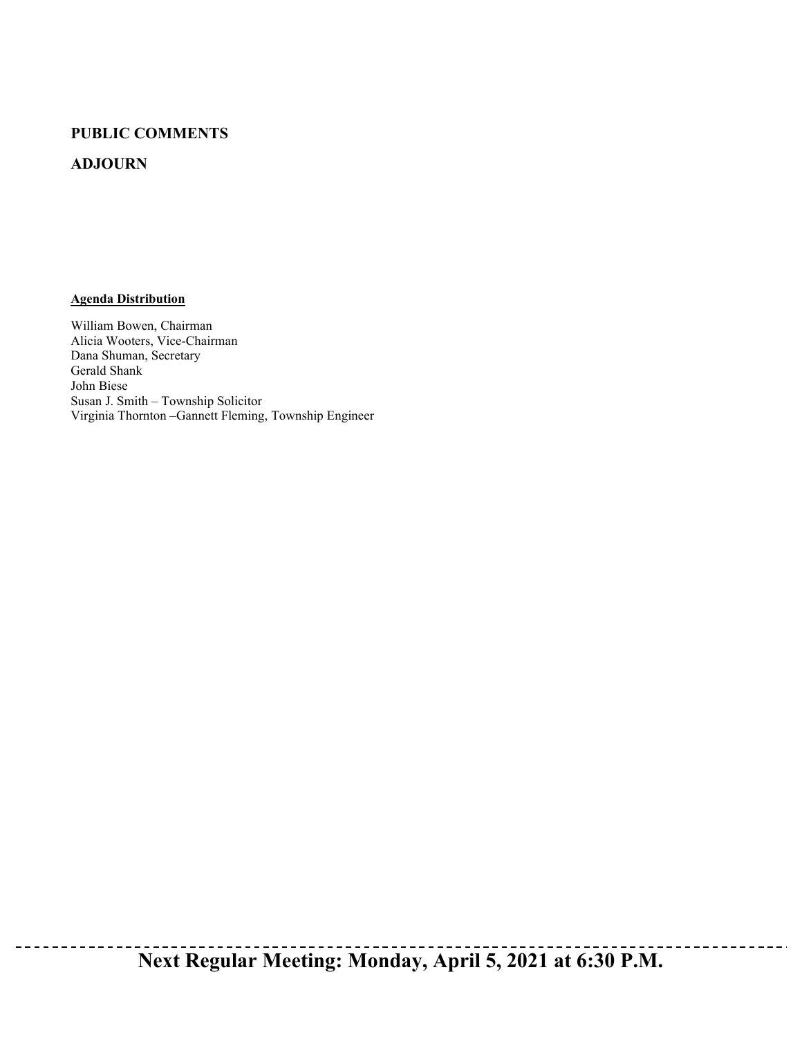**PUBLIC COMMENTS**

**ADJOURN**

**Agenda Distribution**

William Bowen, Chairman
Alicia Wooters, Vice-Chairman
Dana Shuman, Secretary
Gerald Shank
John Biese
Susan J. Smith – Township Solicitor
Virginia Thornton –Gannett Fleming, Township Engineer

---

**Next Regular Meeting: Monday, April 5, 2021 at 6:30 P.M.**